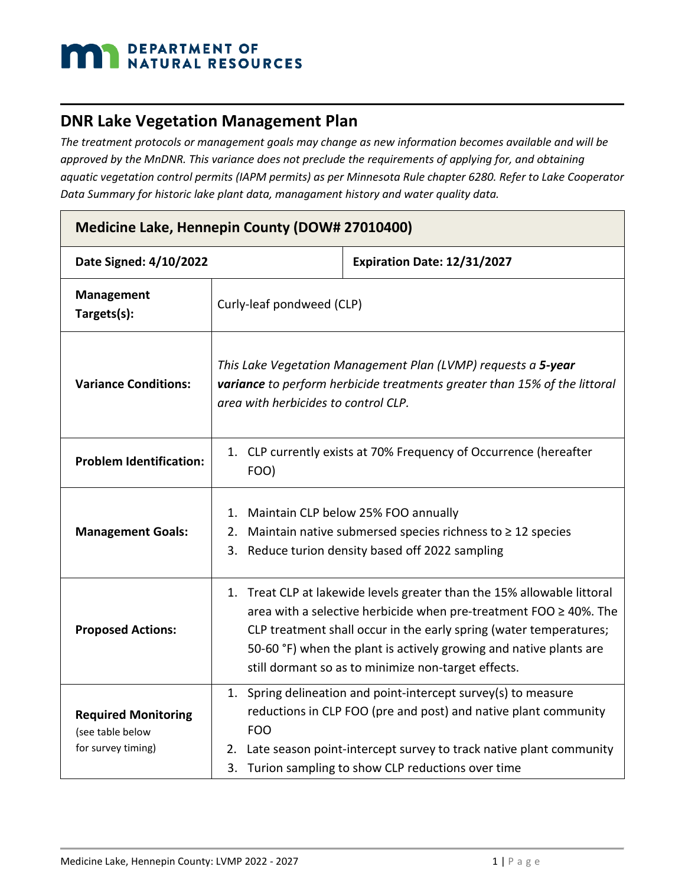**DEPARTMENT OF NATURAL RESOURCES**

## DNR Lake Vegetation Management Plan

*The treatment protocols or management goals may change as new information becomes available and will be approved by the MnDNR. This variance does not preclude the requirements of applying for, and obtaining aquatic vegetation control permits (IAPM permits) as per Minnesota Rule chapter 6280. Refer to Lake Cooperator Data Summary for historic lake plant data, managament history and water quality data.*

| **Medicine Lake, Hennepin County (DOW# 27010400)** | |
|---|---|
| **Date Signed: 4/10/2022** | **Expiration Date: 12/31/2027** |
| **Management Targets(s):** | Curly-leaf pondweed (CLP) |
| **Variance Conditions:** | *This Lake Vegetation Management Plan (LVMP) requests a **5-year variance** to perform herbicide treatments greater than 15% of the littoral area with herbicides to control CLP.* |
| **Problem Identification:** | 1. CLP currently exists at 70% Frequency of Occurrence (hereafter FOO) |
| **Management Goals:** | 1. Maintain CLP below 25% FOO annually<br>2. Maintain native submersed species richness to ≥ 12 species<br>3. Reduce turion density based off 2022 sampling |
| **Proposed Actions:** | 1. Treat CLP at lakewide levels greater than the 15% allowable littoral area with a selective herbicide when pre-treatment FOO ≥ 40%. The CLP treatment shall occur in the early spring (water temperatures; 50-60 °F) when the plant is actively growing and native plants are still dormant so as to minimize non-target effects. |
| **Required Monitoring** (see table below for survey timing) | 1. Spring delineation and point-intercept survey(s) to measure reductions in CLP FOO (pre and post) and native plant community FOO<br>2. Late season point-intercept survey to track native plant community<br>3. Turion sampling to show CLP reductions over time |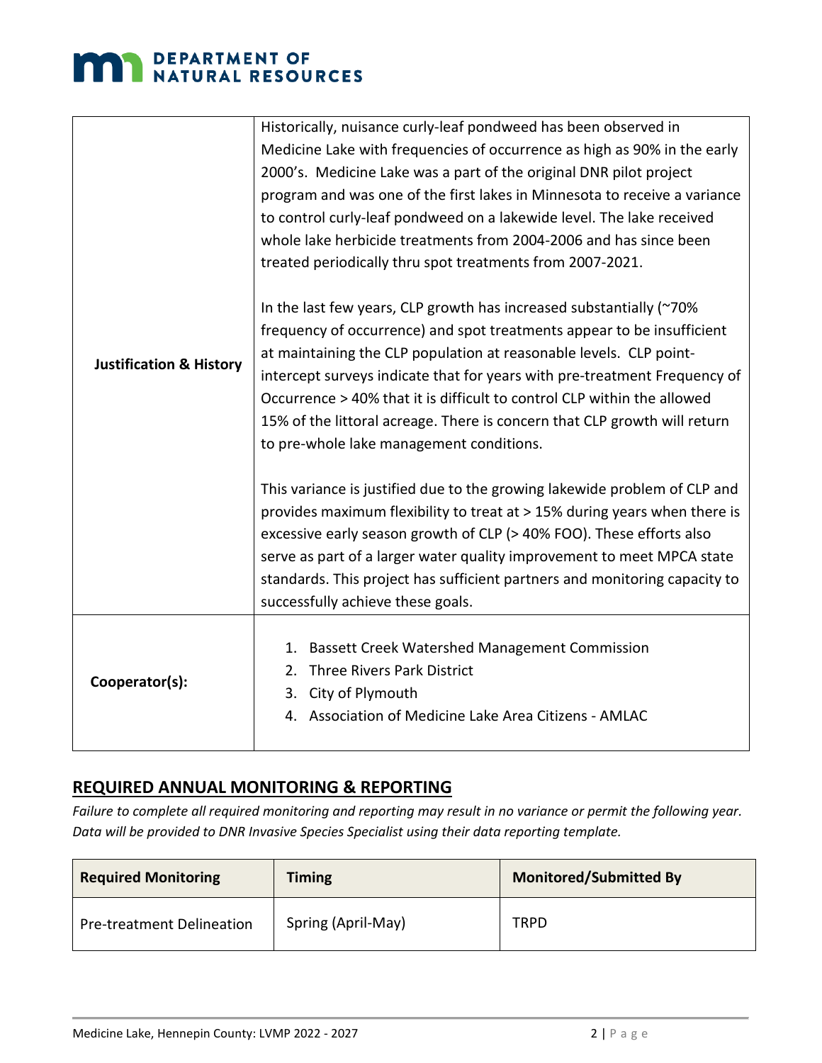| | |
|---|---|
| **Justification & History** | Historically, nuisance curly-leaf pondweed has been observed in Medicine Lake with frequencies of occurrence as high as 90% in the early 2000's. Medicine Lake was a part of the original DNR pilot project program and was one of the first lakes in Minnesota to receive a variance to control curly-leaf pondweed on a lakewide level. The lake received whole lake herbicide treatments from 2004-2006 and has since been treated periodically thru spot treatments from 2007-2021.<br><br>In the last few years, CLP growth has increased substantially (~70% frequency of occurrence) and spot treatments appear to be insufficient at maintaining the CLP population at reasonable levels. CLP point-intercept surveys indicate that for years with pre-treatment Frequency of Occurrence > 40% that it is difficult to control CLP within the allowed 15% of the littoral acreage. There is concern that CLP growth will return to pre-whole lake management conditions.<br><br>This variance is justified due to the growing lakewide problem of CLP and provides maximum flexibility to treat at > 15% during years when there is excessive early season growth of CLP (> 40% FOO). These efforts also serve as part of a larger water quality improvement to meet MPCA state standards. This project has sufficient partners and monitoring capacity to successfully achieve these goals. |
| **Cooperator(s):** | 1. Bassett Creek Watershed Management Commission<br>2. Three Rivers Park District<br>3. City of Plymouth<br>4. Association of Medicine Lake Area Citizens - AMLAC |

## REQUIRED ANNUAL MONITORING & REPORTING

*Failure to complete all required monitoring and reporting may result in no variance or permit the following year. Data will be provided to DNR Invasive Species Specialist using their data reporting template.*

| Required Monitoring | Timing | Monitored/Submitted By |
|---|---|---|
| Pre-treatment Delineation | Spring (April-May) | TRPD |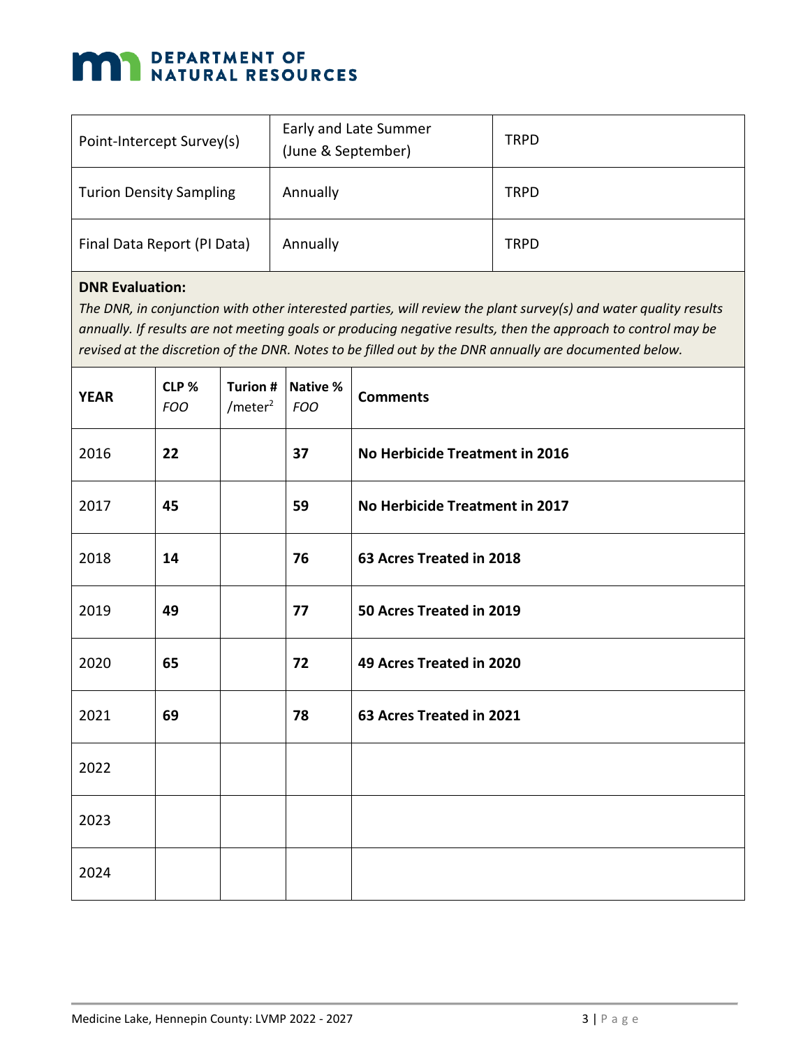| Point-Intercept Survey(s) | Early and Late Summer (June & September) | TRPD |
|---|---|---|
| Turion Density Sampling | Annually | TRPD |
| Final Data Report (PI Data) | Annually | TRPD |

**DNR Evaluation:**

*The DNR, in conjunction with other interested parties, will review the plant survey(s) and water quality results annually. If results are not meeting goals or producing negative results, then the approach to control may be revised at the discretion of the DNR. Notes to be filled out by the DNR annually are documented below.*

| **YEAR** | **CLP %** *FOO* | **Turion #** /meter$^2$ | **Native %** *FOO* | **Comments** |
|---|---|---|---|---|
| 2016 | **22** | | **37** | **No Herbicide Treatment in 2016** |
| 2017 | **45** | | **59** | **No Herbicide Treatment in 2017** |
| 2018 | **14** | | **76** | **63 Acres Treated in 2018** |
| 2019 | **49** | | **77** | **50 Acres Treated in 2019** |
| 2020 | **65** | | **72** | **49 Acres Treated in 2020** |
| 2021 | **69** | | **78** | **63 Acres Treated in 2021** |
| 2022 | | | | |
| 2023 | | | | |
| 2024 | | | | |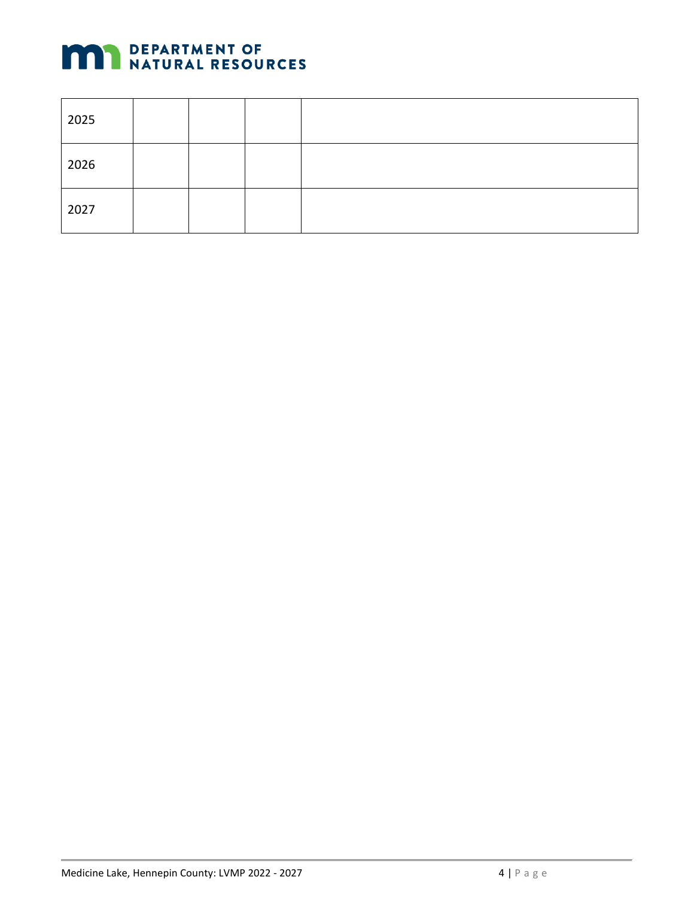| | | | | |
|---|---|---|---|---|
| 2025 | | | | |
| 2026 | | | | |
| 2027 | | | | |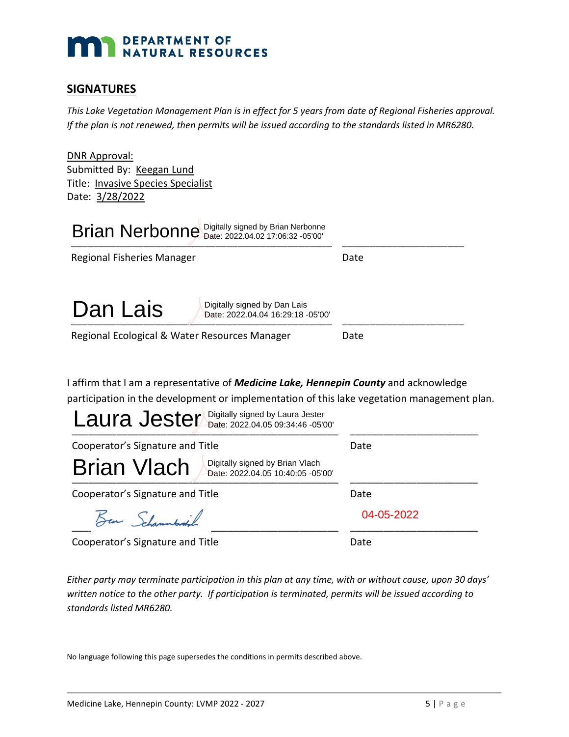**DEPARTMENT OF NATURAL RESOURCES**

## SIGNATURES

*This Lake Vegetation Management Plan is in effect for 5 years from date of Regional Fisheries approval. If the plan is not renewed, then permits will be issued according to the standards listed in MR6280.*

DNR Approval:
Submitted By: Keegan Lund
Title: Invasive Species Specialist
Date: 3/28/2022

Brian Nerbonne Digitally signed by Brian Nerbonne Date: 2022.04.02 17:06:32 -05'00'

Regional Fisheries Manager Date

Dan Lais Digitally signed by Dan Lais Date: 2022.04.04 16:29:18 -05'00'

Regional Ecological & Water Resources Manager Date

I affirm that I am a representative of ***Medicine Lake, Hennepin County*** and acknowledge participation in the development or implementation of this lake vegetation management plan.

Laura Jester Digitally signed by Laura Jester Date: 2022.04.05 09:34:46 -05'00'

Cooperator's Signature and Title Date

Brian Vlach Digitally signed by Brian Vlach Date: 2022.04.05 10:40:05 -05'00'

Cooperator's Signature and Title Date

Ben Scharenbroich 04-05-2022

Cooperator's Signature and Title Date

*Either party may terminate participation in this plan at any time, with or without cause, upon 30 days' written notice to the other party. If participation is terminated, permits will be issued according to standards listed MR6280.*

No language following this page supersedes the conditions in permits described above.